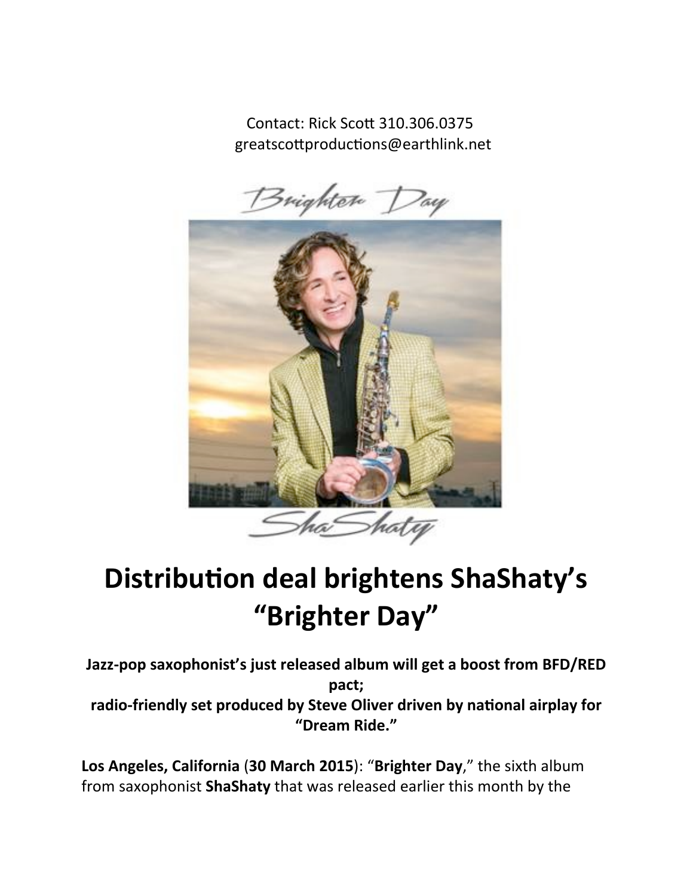Contact: Rick Scott 310.306.0375
greatscottproductions@earthlink.net

# Distribution deal brightens ShaShaty's "Brighter Day"

**Jazz-pop saxophonist's just released album will get a boost from BFD/RED pact;
radio-friendly set produced by Steve Oliver driven by national airplay for "Dream Ride."**

**Los Angeles, California** (**30 March 2015**): "**Brighter Day**," the sixth album from saxophonist **ShaShaty** that was released earlier this month by the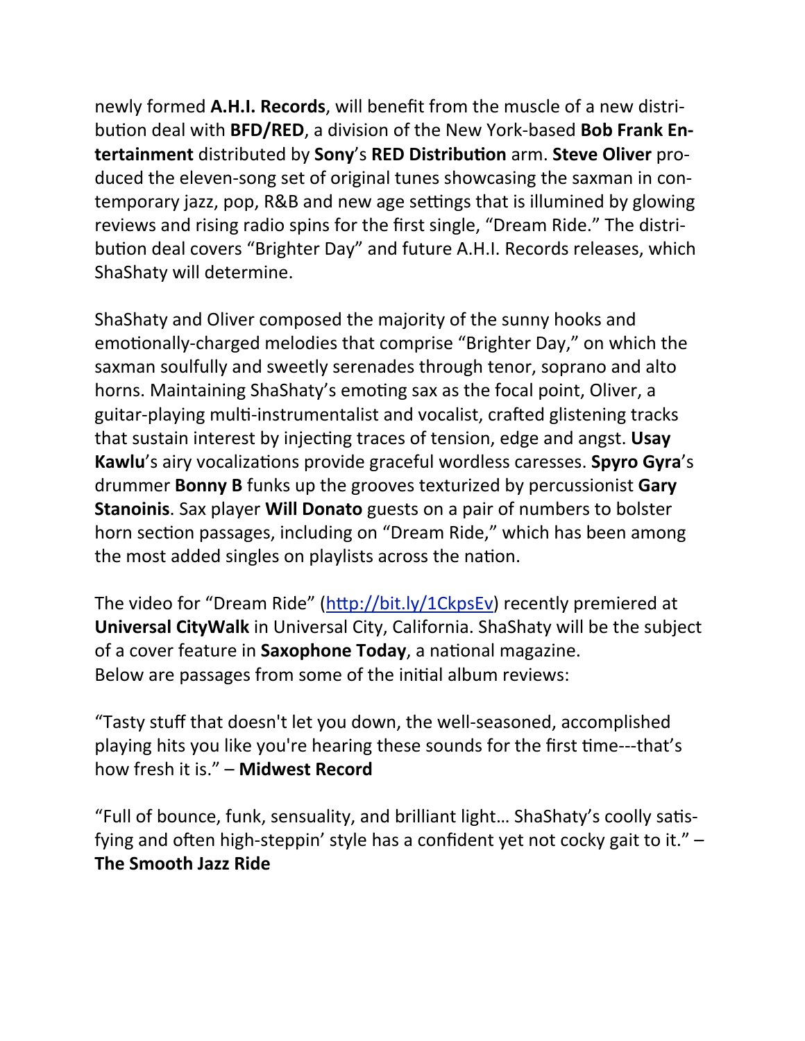newly formed **A.H.I. Records**, will benefit from the muscle of a new distribution deal with **BFD/RED**, a division of the New York-based **Bob Frank Entertainment** distributed by **Sony**'s **RED Distribution** arm. **Steve Oliver** produced the eleven-song set of original tunes showcasing the saxman in contemporary jazz, pop, R&B and new age settings that is illumined by glowing reviews and rising radio spins for the first single, "Dream Ride." The distribution deal covers "Brighter Day" and future A.H.I. Records releases, which ShaShaty will determine.

ShaShaty and Oliver composed the majority of the sunny hooks and emotionally-charged melodies that comprise "Brighter Day," on which the saxman soulfully and sweetly serenades through tenor, soprano and alto horns. Maintaining ShaShaty's emoting sax as the focal point, Oliver, a guitar-playing multi-instrumentalist and vocalist, crafted glistening tracks that sustain interest by injecting traces of tension, edge and angst. **Usay Kawlu**'s airy vocalizations provide graceful wordless caresses. **Spyro Gyra**'s drummer **Bonny B** funks up the grooves texturized by percussionist **Gary Stanoinis**. Sax player **Will Donato** guests on a pair of numbers to bolster horn section passages, including on "Dream Ride," which has been among the most added singles on playlists across the nation.

The video for "Dream Ride" (http://bit.ly/1CkpsEv) recently premiered at **Universal CityWalk** in Universal City, California. ShaShaty will be the subject of a cover feature in **Saxophone Today**, a national magazine.
Below are passages from some of the initial album reviews:

"Tasty stuff that doesn't let you down, the well-seasoned, accomplished playing hits you like you're hearing these sounds for the first time---that's how fresh it is." – **Midwest Record**

"Full of bounce, funk, sensuality, and brilliant light… ShaShaty's coolly satisfying and often high-steppin' style has a confident yet not cocky gait to it." – **The Smooth Jazz Ride**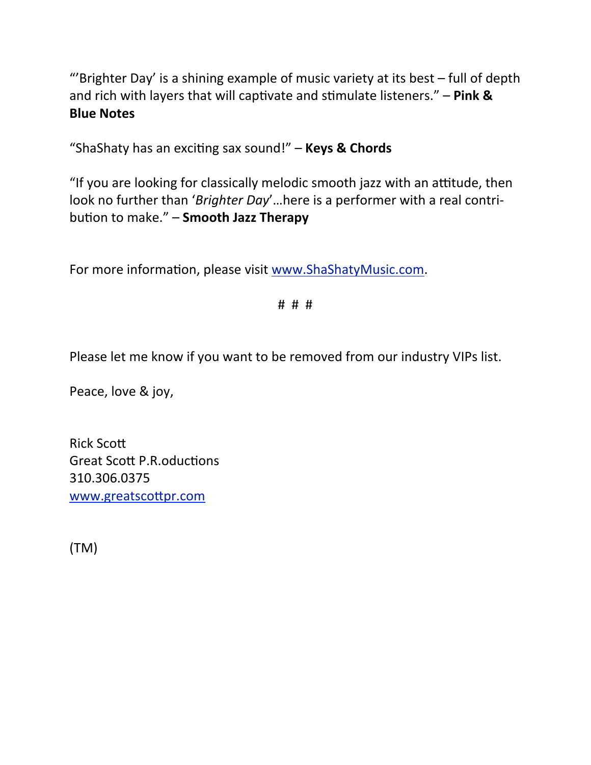"'Brighter Day' is a shining example of music variety at its best – full of depth and rich with layers that will captivate and stimulate listeners." – **Pink & Blue Notes**

"ShaShaty has an exciting sax sound!" – **Keys & Chords**

"If you are looking for classically melodic smooth jazz with an attitude, then look no further than '*Brighter Day*'…here is a performer with a real contribution to make." – **Smooth Jazz Therapy**

For more information, please visit [www.ShaShatyMusic.com](http://www.ShaShatyMusic.com).

# # #

Please let me know if you want to be removed from our industry VIPs list.

Peace, love & joy,

Rick Scott
Great Scott P.R.oductions
310.306.0375
[www.greatscottpr.com](http://www.greatscottpr.com)

(TM)